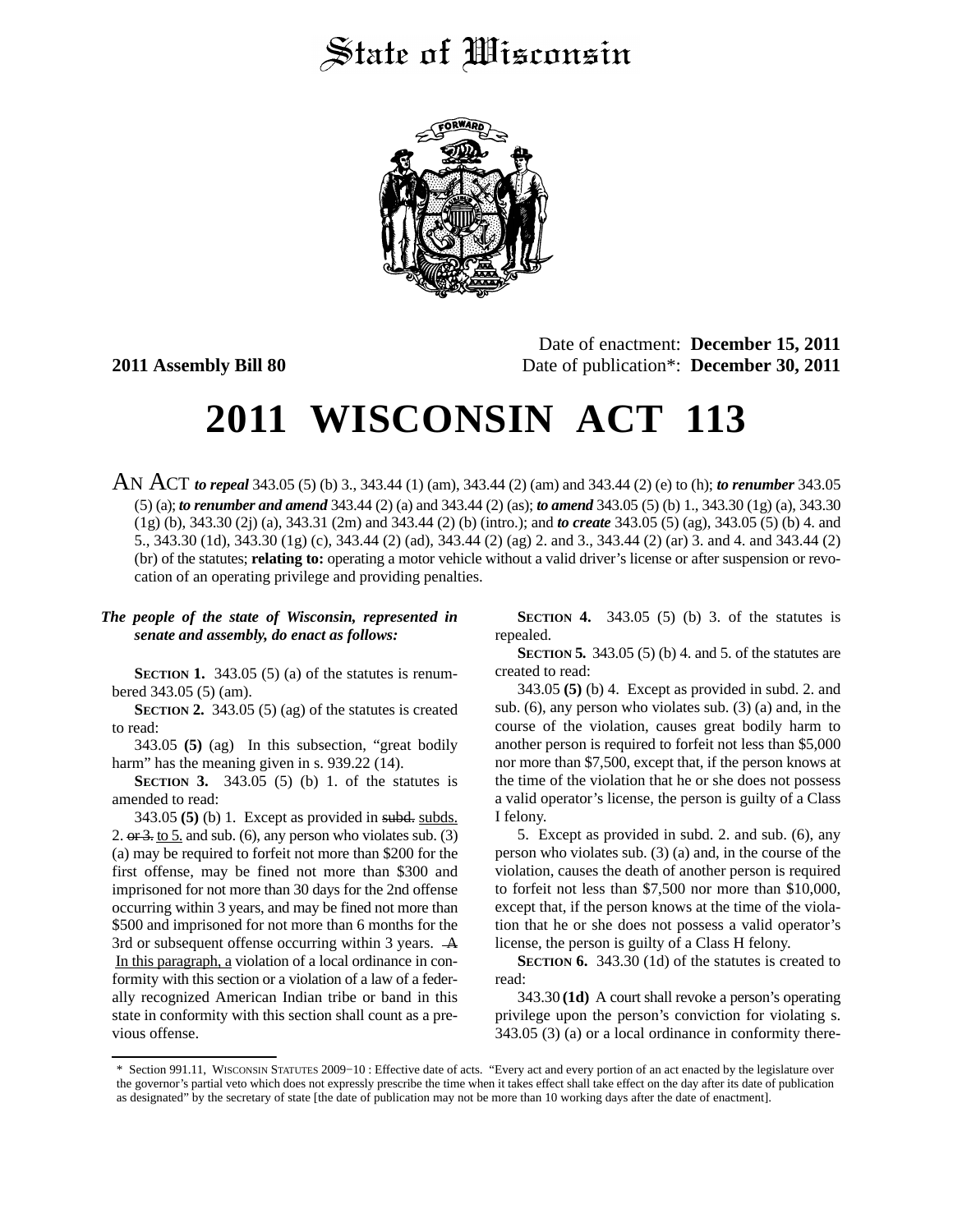# State of Wisconsin

**2011 Assembly Bill 80**

Date of enactment: **December 15, 2011**
Date of publication*: **December 30, 2011**

# 2011 WISCONSIN ACT 113

AN ACT *to repeal* 343.05 (5) (b) 3., 343.44 (1) (am), 343.44 (2) (am) and 343.44 (2) (e) to (h); *to renumber* 343.05 (5) (a); *to renumber and amend* 343.44 (2) (a) and 343.44 (2) (as); *to amend* 343.05 (5) (b) 1., 343.30 (1g) (a), 343.30 (1g) (b), 343.30 (2j) (a), 343.31 (2m) and 343.44 (2) (b) (intro.); and *to create* 343.05 (5) (ag), 343.05 (5) (b) 4. and 5., 343.30 (1d), 343.30 (1g) (c), 343.44 (2) (ad), 343.44 (2) (ag) 2. and 3., 343.44 (2) (ar) 3. and 4. and 343.44 (2) (br) of the statutes; **relating to:** operating a motor vehicle without a valid driver's license or after suspension or revocation of an operating privilege and providing penalties.

***The people of the state of Wisconsin, represented in senate and assembly, do enact as follows:***

**SECTION 1.** 343.05 (5) (a) of the statutes is renumbered 343.05 (5) (am).

**SECTION 2.** 343.05 (5) (ag) of the statutes is created to read:

343.05 **(5)** (ag) In this subsection, "great bodily harm" has the meaning given in s. 939.22 (14).

**SECTION 3.** 343.05 (5) (b) 1. of the statutes is amended to read:

343.05 **(5)** (b) 1. Except as provided in ~~subd.~~ subds. 2. ~~or 3.~~ to 5. and sub. (6), any person who violates sub. (3) (a) may be required to forfeit not more than $200 for the first offense, may be fined not more than $300 and imprisoned for not more than 30 days for the 2nd offense occurring within 3 years, and may be fined not more than $500 and imprisoned for not more than 6 months for the 3rd or subsequent offense occurring within 3 years. ~~A~~ In this paragraph, a violation of a local ordinance in conformity with this section or a violation of a law of a federally recognized American Indian tribe or band in this state in conformity with this section shall count as a previous offense.

**SECTION 4.** 343.05 (5) (b) 3. of the statutes is repealed.

**SECTION 5.** 343.05 (5) (b) 4. and 5. of the statutes are created to read:

343.05 **(5)** (b) 4. Except as provided in subd. 2. and sub. (6), any person who violates sub. (3) (a) and, in the course of the violation, causes great bodily harm to another person is required to forfeit not less than $5,000 nor more than $7,500, except that, if the person knows at the time of the violation that he or she does not possess a valid operator's license, the person is guilty of a Class I felony.

5. Except as provided in subd. 2. and sub. (6), any person who violates sub. (3) (a) and, in the course of the violation, causes the death of another person is required to forfeit not less than $7,500 nor more than $10,000, except that, if the person knows at the time of the violation that he or she does not possess a valid operator's license, the person is guilty of a Class H felony.

**SECTION 6.** 343.30 (1d) of the statutes is created to read:

343.30 **(1d)** A court shall revoke a person's operating privilege upon the person's conviction for violating s. 343.05 (3) (a) or a local ordinance in conformity there-

\* Section 991.11, WISCONSIN STATUTES 2009−10 : Effective date of acts. "Every act and every portion of an act enacted by the legislature over the governor's partial veto which does not expressly prescribe the time when it takes effect shall take effect on the day after its date of publication as designated" by the secretary of state [the date of publication may not be more than 10 working days after the date of enactment].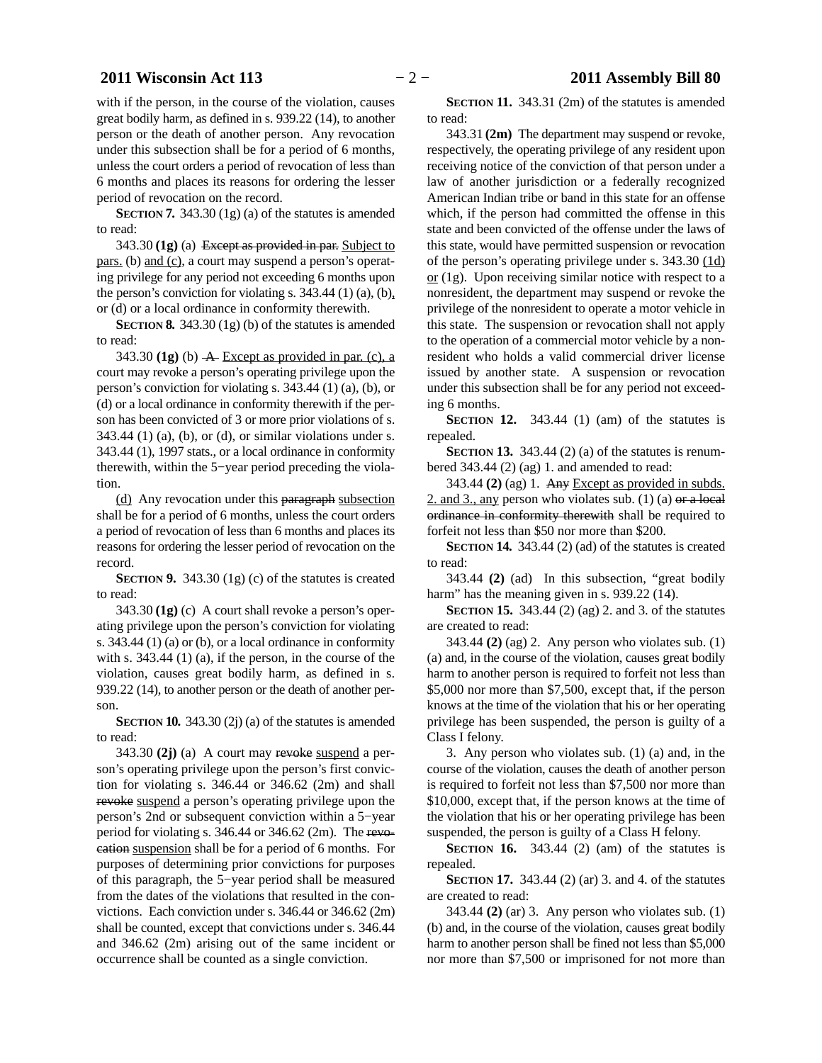with if the person, in the course of the violation, causes great bodily harm, as defined in s. 939.22 (14), to another person or the death of another person. Any revocation under this subsection shall be for a period of 6 months, unless the court orders a period of revocation of less than 6 months and places its reasons for ordering the lesser period of revocation on the record.

**SECTION 7.** 343.30 (1g) (a) of the statutes is amended to read:

343.30 **(1g)** (a) ~~Except as provided in par.~~ Subject to pars. (b) and (c), a court may suspend a person's operating privilege for any period not exceeding 6 months upon the person's conviction for violating s. 343.44 (1) (a), (b), or (d) or a local ordinance in conformity therewith.

**SECTION 8.** 343.30 (1g) (b) of the statutes is amended to read:

343.30 **(1g)** (b) ~~A~~ Except as provided in par. (c), a court may revoke a person's operating privilege upon the person's conviction for violating s. 343.44 (1) (a), (b), or (d) or a local ordinance in conformity therewith if the person has been convicted of 3 or more prior violations of s. 343.44 (1) (a), (b), or (d), or similar violations under s. 343.44 (1), 1997 stats., or a local ordinance in conformity therewith, within the 5−year period preceding the violation.

(d) Any revocation under this ~~paragraph~~ subsection shall be for a period of 6 months, unless the court orders a period of revocation of less than 6 months and places its reasons for ordering the lesser period of revocation on the record.

**SECTION 9.** 343.30 (1g) (c) of the statutes is created to read:

343.30 **(1g)** (c) A court shall revoke a person's operating privilege upon the person's conviction for violating s. 343.44 (1) (a) or (b), or a local ordinance in conformity with s. 343.44 (1) (a), if the person, in the course of the violation, causes great bodily harm, as defined in s. 939.22 (14), to another person or the death of another person.

**SECTION 10.** 343.30 (2j) (a) of the statutes is amended to read:

343.30 **(2j)** (a) A court may ~~revoke~~ suspend a person's operating privilege upon the person's first conviction for violating s. 346.44 or 346.62 (2m) and shall ~~revoke~~ suspend a person's operating privilege upon the person's 2nd or subsequent conviction within a 5−year period for violating s. 346.44 or 346.62 (2m). The ~~revocation~~ suspension shall be for a period of 6 months. For purposes of determining prior convictions for purposes of this paragraph, the 5−year period shall be measured from the dates of the violations that resulted in the convictions. Each conviction under s. 346.44 or 346.62 (2m) shall be counted, except that convictions under s. 346.44 and 346.62 (2m) arising out of the same incident or occurrence shall be counted as a single conviction.

**SECTION 11.** 343.31 (2m) of the statutes is amended to read:

343.31 **(2m)** The department may suspend or revoke, respectively, the operating privilege of any resident upon receiving notice of the conviction of that person under a law of another jurisdiction or a federally recognized American Indian tribe or band in this state for an offense which, if the person had committed the offense in this state and been convicted of the offense under the laws of this state, would have permitted suspension or revocation of the person's operating privilege under s. 343.30 (1d) or (1g). Upon receiving similar notice with respect to a nonresident, the department may suspend or revoke the privilege of the nonresident to operate a motor vehicle in this state. The suspension or revocation shall not apply to the operation of a commercial motor vehicle by a nonresident who holds a valid commercial driver license issued by another state. A suspension or revocation under this subsection shall be for any period not exceeding 6 months.

**SECTION 12.** 343.44 (1) (am) of the statutes is repealed.

**SECTION 13.** 343.44 (2) (a) of the statutes is renumbered 343.44 (2) (ag) 1. and amended to read:

343.44 **(2)** (ag) 1. ~~Any~~ Except as provided in subds. 2. and 3., any person who violates sub. (1) (a) ~~or a local ordinance in conformity therewith~~ shall be required to forfeit not less than $50 nor more than $200.

**SECTION 14.** 343.44 (2) (ad) of the statutes is created to read:

343.44 **(2)** (ad) In this subsection, "great bodily harm" has the meaning given in s. 939.22 (14).

**SECTION 15.** 343.44 (2) (ag) 2. and 3. of the statutes are created to read:

343.44 **(2)** (ag) 2. Any person who violates sub. (1) (a) and, in the course of the violation, causes great bodily harm to another person is required to forfeit not less than $5,000 nor more than $7,500, except that, if the person knows at the time of the violation that his or her operating privilege has been suspended, the person is guilty of a Class I felony.

3. Any person who violates sub. (1) (a) and, in the course of the violation, causes the death of another person is required to forfeit not less than $7,500 nor more than $10,000, except that, if the person knows at the time of the violation that his or her operating privilege has been suspended, the person is guilty of a Class H felony.

**SECTION 16.** 343.44 (2) (am) of the statutes is repealed.

**SECTION 17.** 343.44 (2) (ar) 3. and 4. of the statutes are created to read:

343.44 **(2)** (ar) 3. Any person who violates sub. (1) (b) and, in the course of the violation, causes great bodily harm to another person shall be fined not less than $5,000 nor more than $7,500 or imprisoned for not more than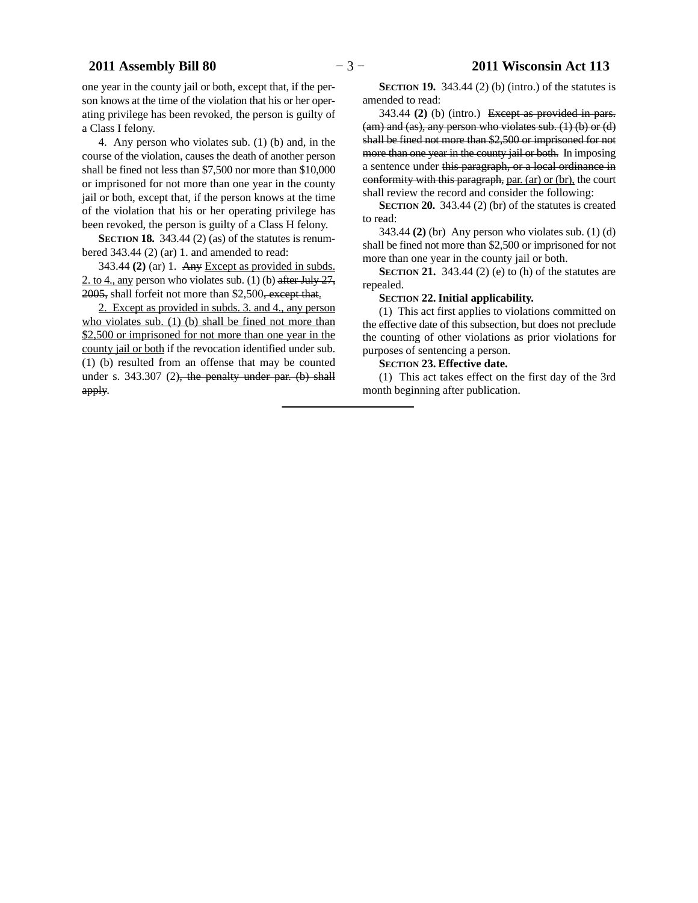one year in the county jail or both, except that, if the person knows at the time of the violation that his or her operating privilege has been revoked, the person is guilty of a Class I felony.

4. Any person who violates sub. (1) (b) and, in the course of the violation, causes the death of another person shall be fined not less than $7,500 nor more than $10,000 or imprisoned for not more than one year in the county jail or both, except that, if the person knows at the time of the violation that his or her operating privilege has been revoked, the person is guilty of a Class H felony.

**SECTION 18.** 343.44 (2) (as) of the statutes is renumbered 343.44 (2) (ar) 1. and amended to read:

343.44 **(2)** (ar) 1. ~~Any~~ Except as provided in subds. 2. to 4., any person who violates sub. (1) (b) ~~after July 27, 2005,~~ shall forfeit not more than $2,500~~, except that~~.

2. Except as provided in subds. 3. and 4., any person who violates sub. (1) (b) shall be fined not more than $2,500 or imprisoned for not more than one year in the county jail or both if the revocation identified under sub. (1) (b) resulted from an offense that may be counted under s. 343.307 (2)~~, the penalty under par. (b) shall apply~~.

**SECTION 19.** 343.44 (2) (b) (intro.) of the statutes is amended to read:

343.44 **(2)** (b) (intro.) ~~Except as provided in pars. (am) and (as), any person who violates sub. (1) (b) or (d) shall be fined not more than $2,500 or imprisoned for not more than one year in the county jail or both.~~ In imposing a sentence under ~~this paragraph, or a local ordinance in conformity with this paragraph,~~ par. (ar) or (br), the court shall review the record and consider the following:

**SECTION 20.** 343.44 (2) (br) of the statutes is created to read:

343.44 **(2)** (br) Any person who violates sub. (1) (d) shall be fined not more than $2,500 or imprisoned for not more than one year in the county jail or both.

**SECTION 21.** 343.44 (2) (e) to (h) of the statutes are repealed.

**SECTION 22. Initial applicability.**

(1) This act first applies to violations committed on the effective date of this subsection, but does not preclude the counting of other violations as prior violations for purposes of sentencing a person.

**SECTION 23. Effective date.**

(1) This act takes effect on the first day of the 3rd month beginning after publication.